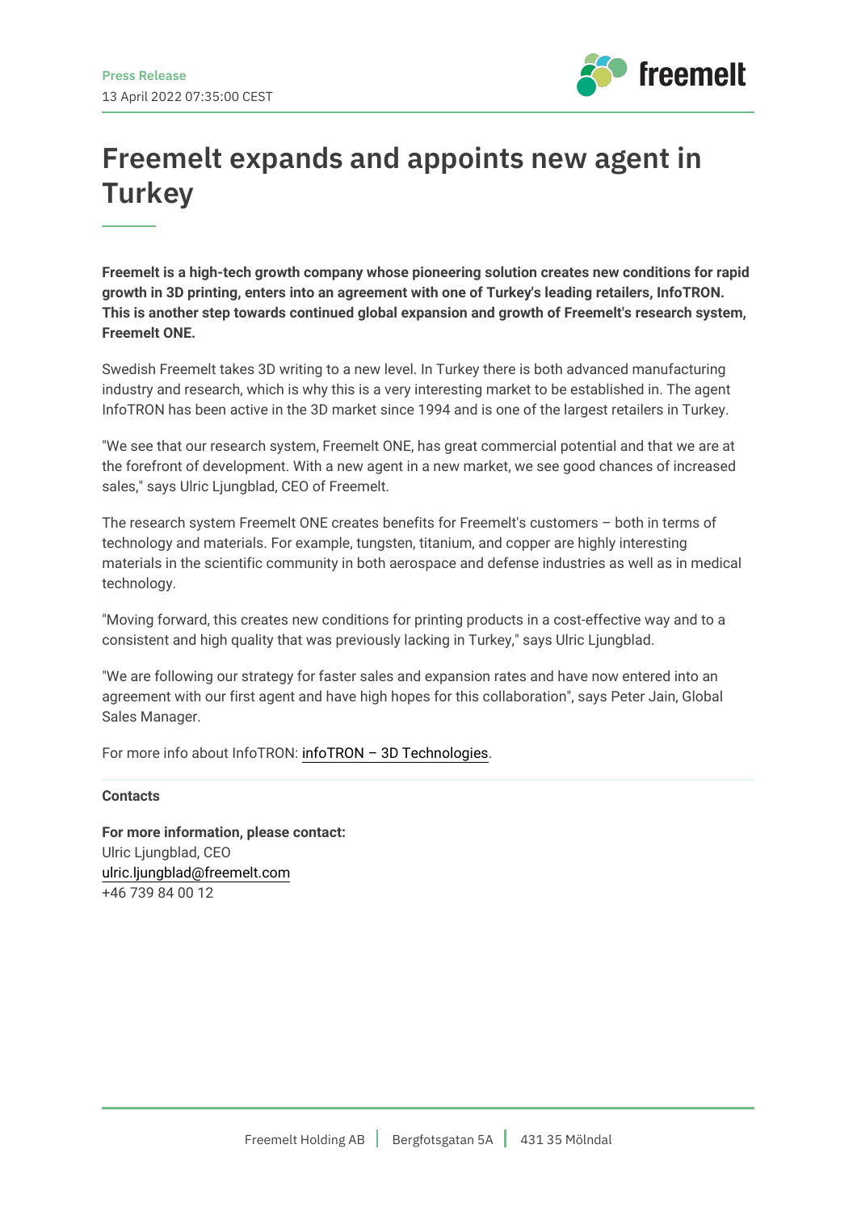Press Release

13 April 2022 07:35:00 CEST

# Freemelt expands and appoints new agent in Turkey

**Freemelt is a high-tech growth company whose pioneering solution creates new conditions for rapid growth in 3D printing, enters into an agreement with one of Turkey's leading retailers, InfoTRON. This is another step towards continued global expansion and growth of Freemelt's research system, Freemelt ONE.**

Swedish Freemelt takes 3D writing to a new level. In Turkey there is both advanced manufacturing industry and research, which is why this is a very interesting market to be established in. The agent InfoTRON has been active in the 3D market since 1994 and is one of the largest retailers in Turkey.

"We see that our research system, Freemelt ONE, has great commercial potential and that we are at the forefront of development. With a new agent in a new market, we see good chances of increased sales," says Ulric Ljungblad, CEO of Freemelt.

The research system Freemelt ONE creates benefits for Freemelt's customers – both in terms of technology and materials. For example, tungsten, titanium, and copper are highly interesting materials in the scientific community in both aerospace and defense industries as well as in medical technology.

"Moving forward, this creates new conditions for printing products in a cost-effective way and to a consistent and high quality that was previously lacking in Turkey," says Ulric Ljungblad.

"We are following our strategy for faster sales and expansion rates and have now entered into an agreement with our first agent and have high hopes for this collaboration", says Peter Jain, Global Sales Manager.

For more info about InfoTRON: infoTRON – 3D Technologies.

**Contacts**

**For more information, please contact:**
Ulric Ljungblad, CEO
ulric.ljungblad@freemelt.com
+46 739 84 00 12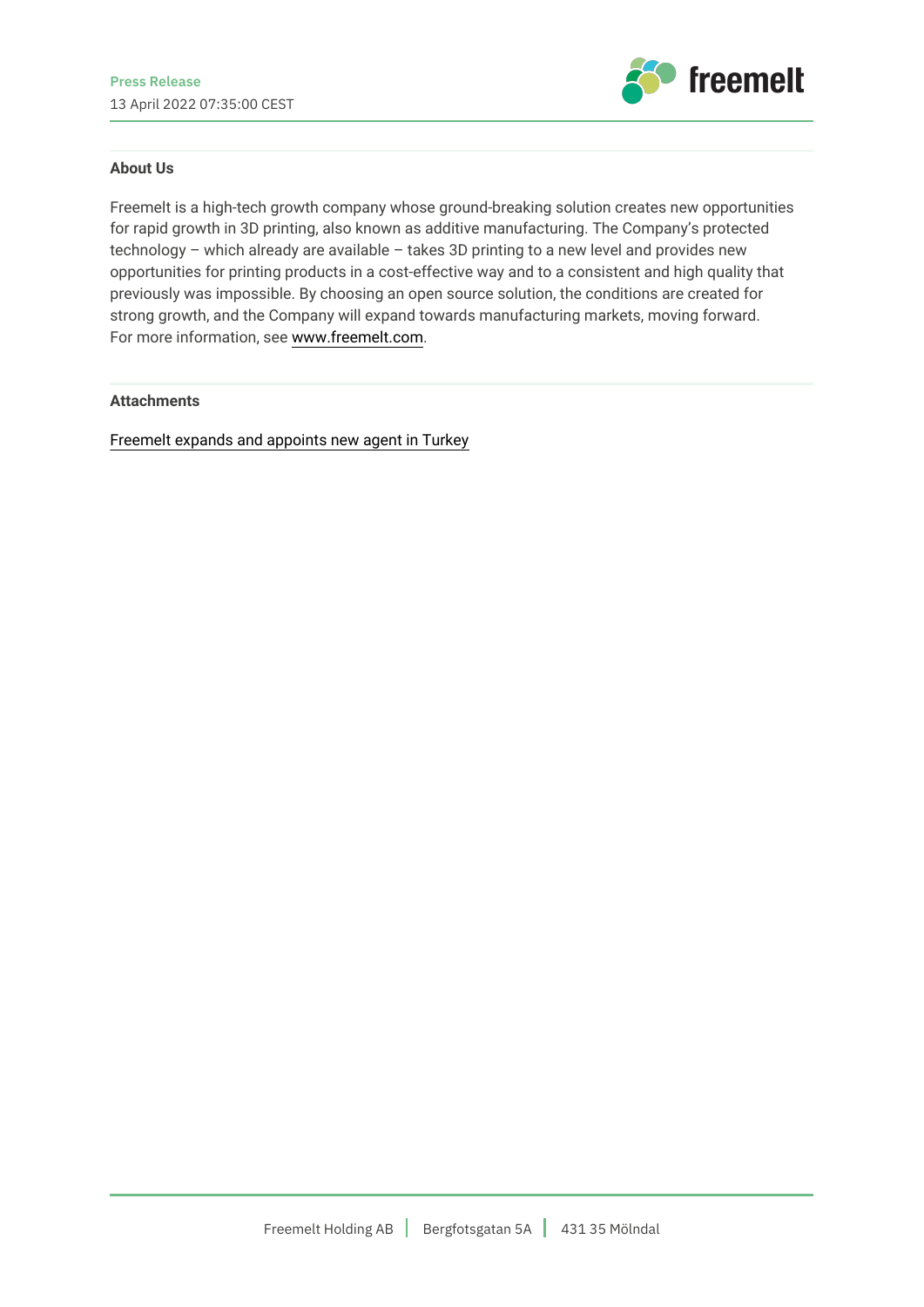## About Us

Freemelt is a high-tech growth company whose ground-breaking solution creates new opportunities for rapid growth in 3D printing, also known as additive manufacturing. The Company's protected technology – which already are available – takes 3D printing to a new level and provides new opportunities for printing products in a cost-effective way and to a consistent and high quality that previously was impossible. By choosing an open source solution, the conditions are created for strong growth, and the Company will expand towards manufacturing markets, moving forward.
For more information, see www.freemelt.com.

## Attachments

Freemelt expands and appoints new agent in Turkey